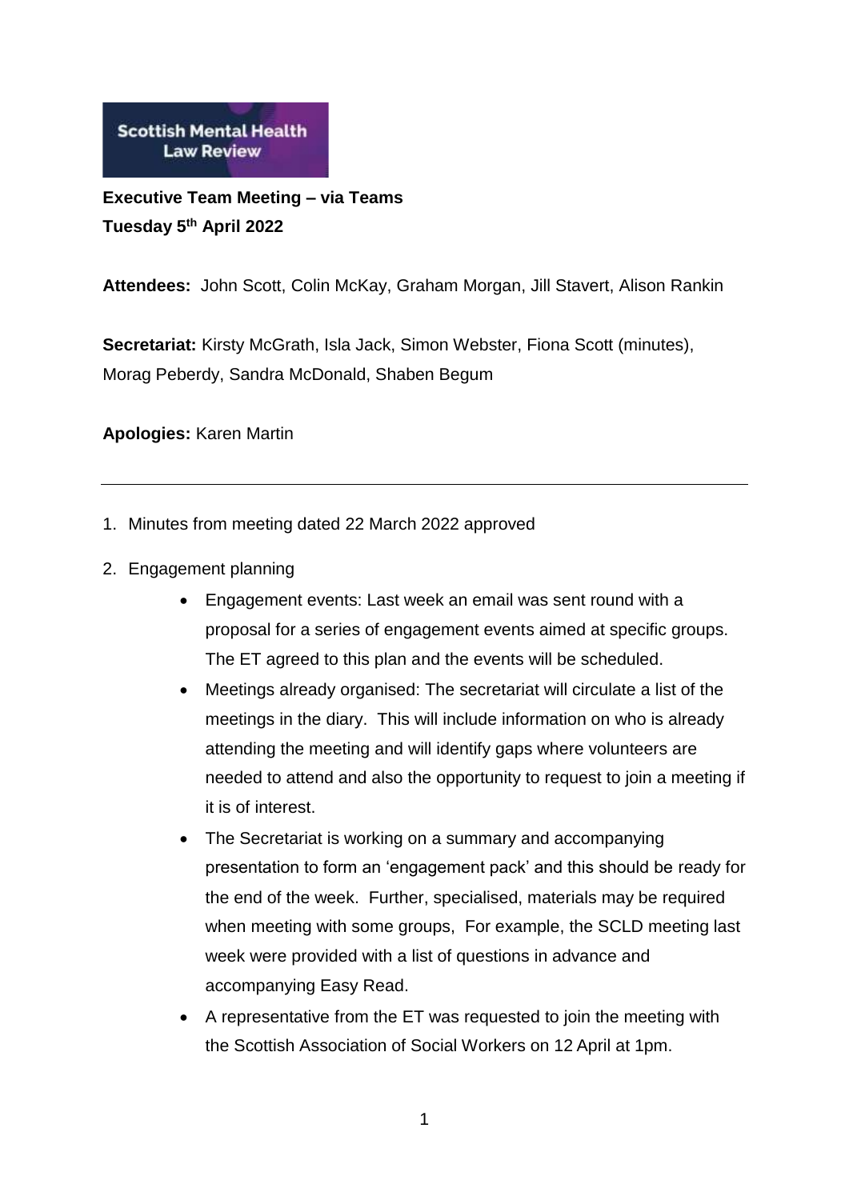Scottish Mental Health Law Review

**Executive Team Meeting – via Teams**
**Tuesday 5th April 2022**

**Attendees:** John Scott, Colin McKay, Graham Morgan, Jill Stavert, Alison Rankin

**Secretariat:** Kirsty McGrath, Isla Jack, Simon Webster, Fiona Scott (minutes), Morag Peberdy, Sandra McDonald, Shaben Begum

**Apologies:** Karen Martin

---

1. Minutes from meeting dated 22 March 2022 approved
2. Engagement planning
   - Engagement events: Last week an email was sent round with a proposal for a series of engagement events aimed at specific groups. The ET agreed to this plan and the events will be scheduled.
   - Meetings already organised: The secretariat will circulate a list of the meetings in the diary. This will include information on who is already attending the meeting and will identify gaps where volunteers are needed to attend and also the opportunity to request to join a meeting if it is of interest.
   - The Secretariat is working on a summary and accompanying presentation to form an 'engagement pack' and this should be ready for the end of the week. Further, specialised, materials may be required when meeting with some groups, For example, the SCLD meeting last week were provided with a list of questions in advance and accompanying Easy Read.
   - A representative from the ET was requested to join the meeting with the Scottish Association of Social Workers on 12 April at 1pm.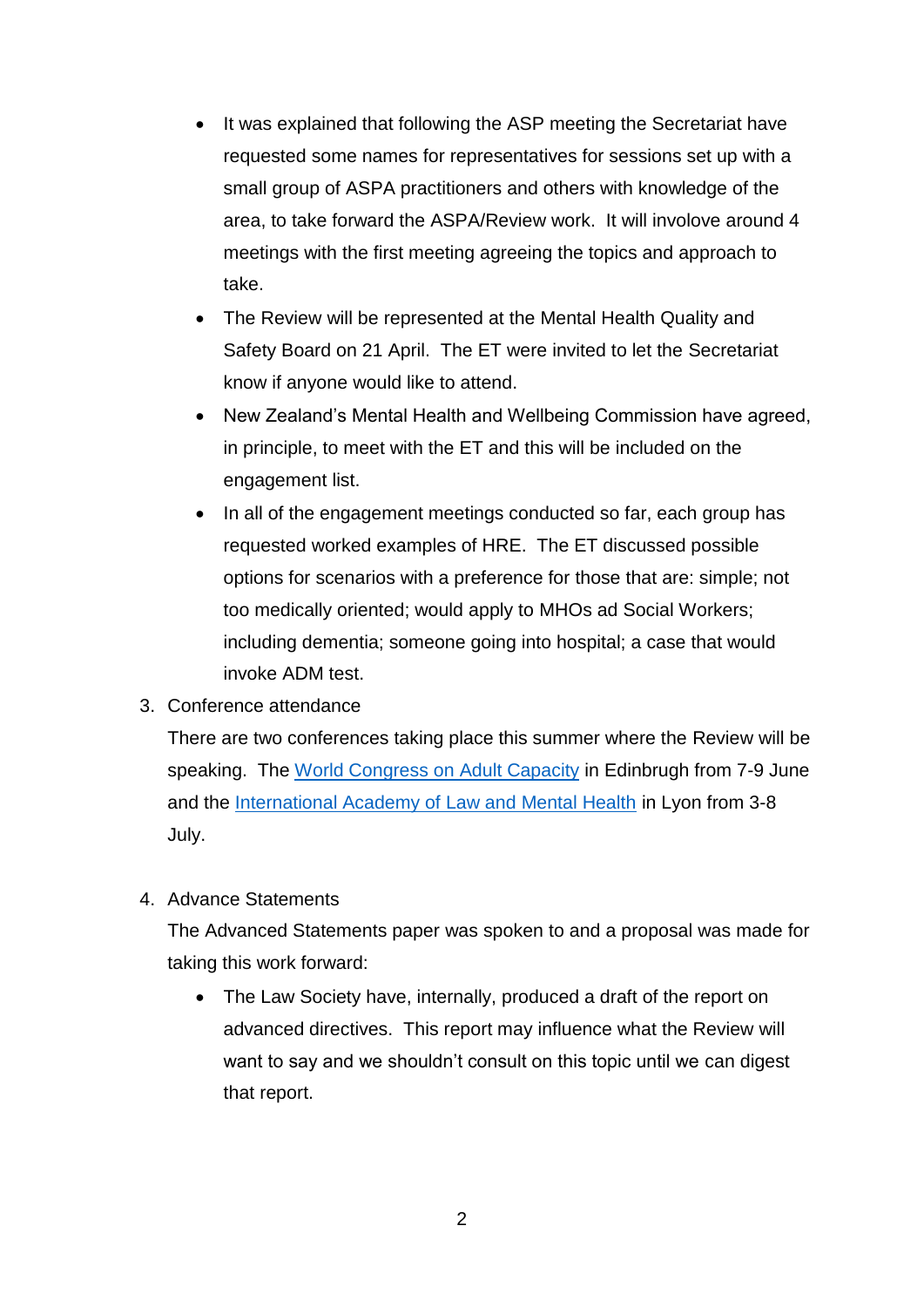- It was explained that following the ASP meeting the Secretariat have requested some names for representatives for sessions set up with a small group of ASPA practitioners and others with knowledge of the area, to take forward the ASPA/Review work. It will involove around 4 meetings with the first meeting agreeing the topics and approach to take.
- The Review will be represented at the Mental Health Quality and Safety Board on 21 April. The ET were invited to let the Secretariat know if anyone would like to attend.
- New Zealand's Mental Health and Wellbeing Commission have agreed, in principle, to meet with the ET and this will be included on the engagement list.
- In all of the engagement meetings conducted so far, each group has requested worked examples of HRE. The ET discussed possible options for scenarios with a preference for those that are: simple; not too medically oriented; would apply to MHOs ad Social Workers; including dementia; someone going into hospital; a case that would invoke ADM test.

3. Conference attendance

   There are two conferences taking place this summer where the Review will be speaking. The World Congress on Adult Capacity in Edinbrugh from 7-9 June and the International Academy of Law and Mental Health in Lyon from 3-8 July.

4. Advance Statements

   The Advanced Statements paper was spoken to and a proposal was made for taking this work forward:

   - The Law Society have, internally, produced a draft of the report on advanced directives. This report may influence what the Review will want to say and we shouldn't consult on this topic until we can digest that report.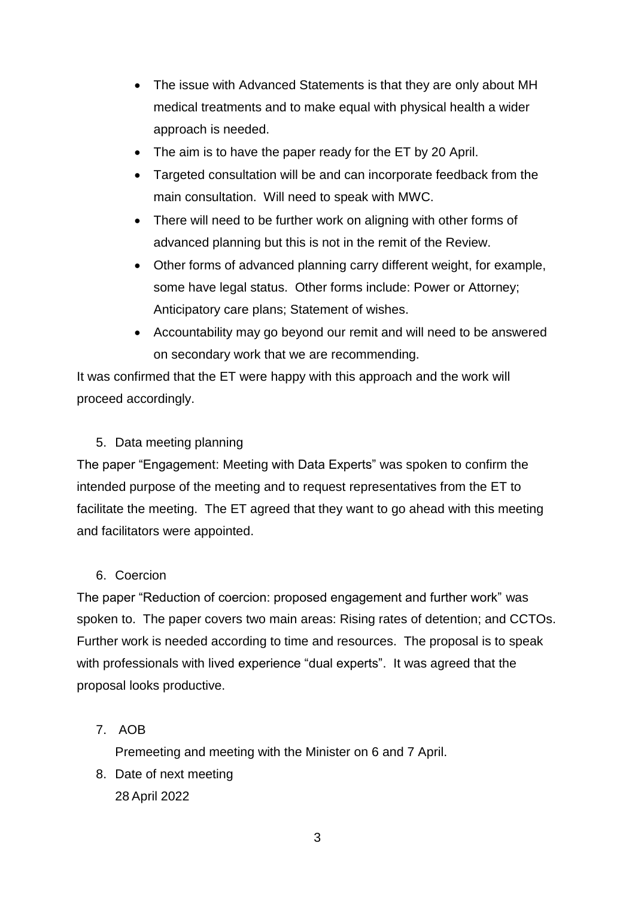- The issue with Advanced Statements is that they are only about MH medical treatments and to make equal with physical health a wider approach is needed.
- The aim is to have the paper ready for the ET by 20 April.
- Targeted consultation will be and can incorporate feedback from the main consultation. Will need to speak with MWC.
- There will need to be further work on aligning with other forms of advanced planning but this is not in the remit of the Review.
- Other forms of advanced planning carry different weight, for example, some have legal status. Other forms include: Power or Attorney; Anticipatory care plans; Statement of wishes.
- Accountability may go beyond our remit and will need to be answered on secondary work that we are recommending.

It was confirmed that the ET were happy with this approach and the work will proceed accordingly.

5. Data meeting planning

The paper "Engagement: Meeting with Data Experts" was spoken to confirm the intended purpose of the meeting and to request representatives from the ET to facilitate the meeting. The ET agreed that they want to go ahead with this meeting and facilitators were appointed.

6. Coercion

The paper "Reduction of coercion: proposed engagement and further work" was spoken to. The paper covers two main areas: Rising rates of detention; and CCTOs. Further work is needed according to time and resources. The proposal is to speak with professionals with lived experience "dual experts". It was agreed that the proposal looks productive.

7. AOB

   Premeeting and meeting with the Minister on 6 and 7 April.

8. Date of next meeting

   28 April 2022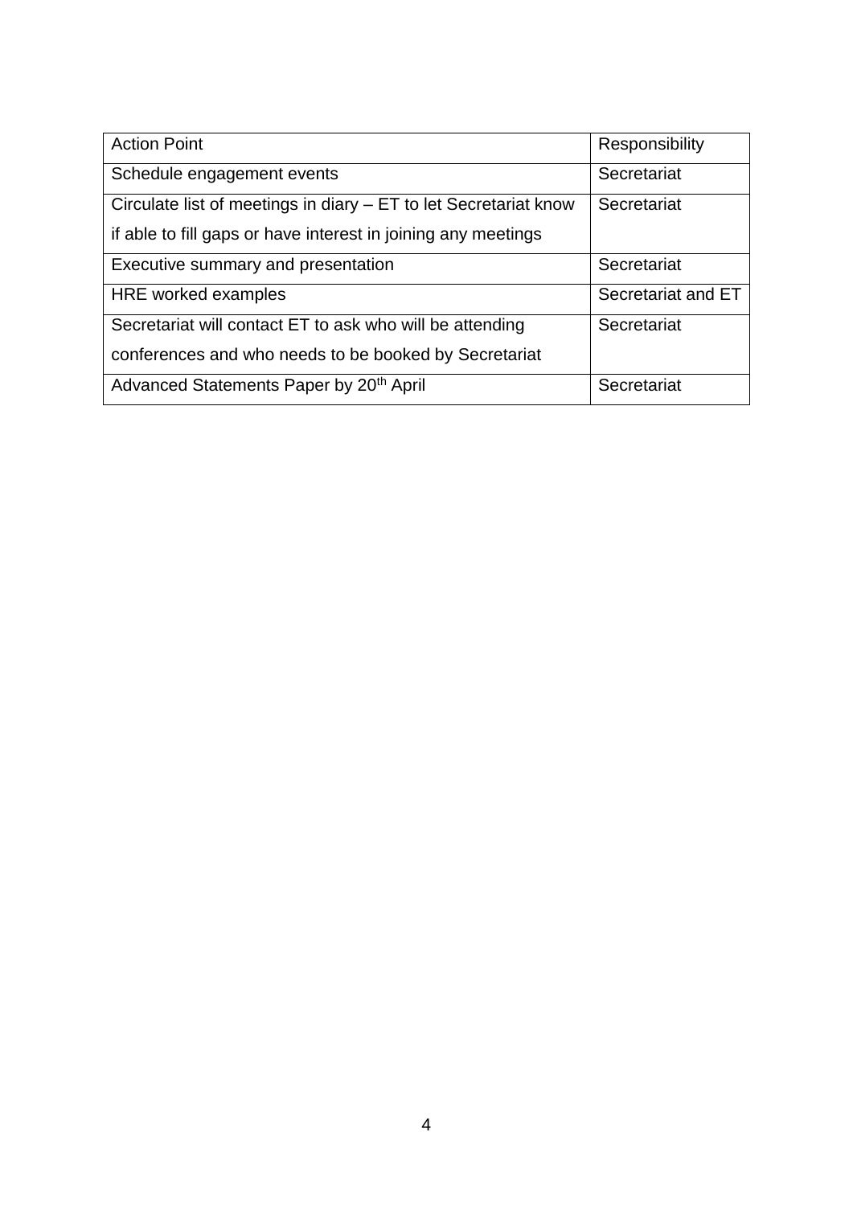| Action Point | Responsibility |
| --- | --- |
| Schedule engagement events | Secretariat |
| Circulate list of meetings in diary – ET to let Secretariat know if able to fill gaps or have interest in joining any meetings | Secretariat |
| Executive summary and presentation | Secretariat |
| HRE worked examples | Secretariat and ET |
| Secretariat will contact ET to ask who will be attending conferences and who needs to be booked by Secretariat | Secretariat |
| Advanced Statements Paper by 20th April | Secretariat |